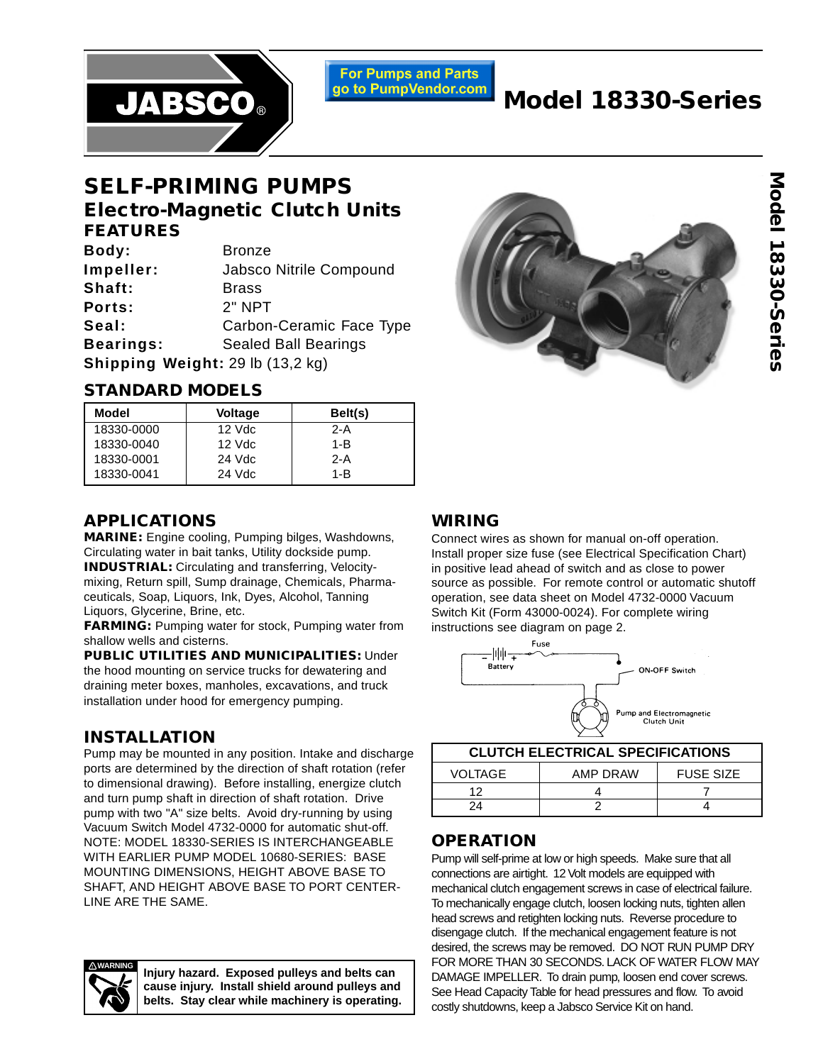# JABSCO®

For Pumps and Parts go to PumpVendor.com

# Model 18330-Series

## SELF-PRIMING PUMPS

### Electro-Magnetic Clutch Units

### FEATURES

**Body:** Bronze
**Impeller:** Jabsco Nitrile Compound
**Shaft:** Brass
**Ports:** 2" NPT
**Seal:** Carbon-Ceramic Face Type
**Bearings:** Sealed Ball Bearings
**Shipping Weight:** 29 lb (13,2 kg)

### STANDARD MODELS

| Model | Voltage | Belt(s) |
|---|---|---|
| 18330-0000 | 12 Vdc | 2-A |
| 18330-0040 | 12 Vdc | 1-B |
| 18330-0001 | 24 Vdc | 2-A |
| 18330-0041 | 24 Vdc | 1-B |

### APPLICATIONS

**MARINE:** Engine cooling, Pumping bilges, Washdowns, Circulating water in bait tanks, Utility dockside pump.
**INDUSTRIAL:** Circulating and transferring, Velocity-mixing, Return spill, Sump drainage, Chemicals, Pharmaceuticals, Soap, Liquors, Ink, Dyes, Alcohol, Tanning Liquors, Glycerine, Brine, etc.
**FARMING:** Pumping water for stock, Pumping water from shallow wells and cisterns.
**PUBLIC UTILITIES AND MUNICIPALITIES:** Under the hood mounting on service trucks for dewatering and draining meter boxes, manholes, excavations, and truck installation under hood for emergency pumping.

### INSTALLATION

Pump may be mounted in any position. Intake and discharge ports are determined by the direction of shaft rotation (refer to dimensional drawing). Before installing, energize clutch and turn pump shaft in direction of shaft rotation. Drive pump with two "A" size belts. Avoid dry-running by using Vacuum Switch Model 4732-0000 for automatic shut-off. NOTE: MODEL 18330-SERIES IS INTERCHANGEABLE WITH EARLIER PUMP MODEL 10680-SERIES: BASE MOUNTING DIMENSIONS, HEIGHT ABOVE BASE TO SHAFT, AND HEIGHT ABOVE BASE TO PORT CENTER-LINE ARE THE SAME.

⚠WARNING

**Injury hazard. Exposed pulleys and belts can cause injury. Install shield around pulleys and belts. Stay clear while machinery is operating.**

### WIRING

Connect wires as shown for manual on-off operation. Install proper size fuse (see Electrical Specification Chart) in positive lead ahead of switch and as close to power source as possible. For remote control or automatic shutoff operation, see data sheet on Model 4732-0000 Vacuum Switch Kit (Form 43000-0024). For complete wiring instructions see diagram on page 2.

Fuse
Battery
ON-OFF Switch
Pump and Electromagnetic Clutch Unit

| CLUTCH ELECTRICAL SPECIFICATIONS | | |
|---|---|---|
| VOLTAGE | AMP DRAW | FUSE SIZE |
| 12 | 4 | 7 |
| 24 | 2 | 4 |

### OPERATION

Pump will self-prime at low or high speeds. Make sure that all connections are airtight. 12 Volt models are equipped with mechanical clutch engagement screws in case of electrical failure. To mechanically engage clutch, loosen locking nuts, tighten allen head screws and retighten locking nuts. Reverse procedure to disengage clutch. If the mechanical engagement feature is not desired, the screws may be removed. DO NOT RUN PUMP DRY FOR MORE THAN 30 SECONDS. LACK OF WATER FLOW MAY DAMAGE IMPELLER. To drain pump, loosen end cover screws. See Head Capacity Table for head pressures and flow. To avoid costly shutdowns, keep a Jabsco Service Kit on hand.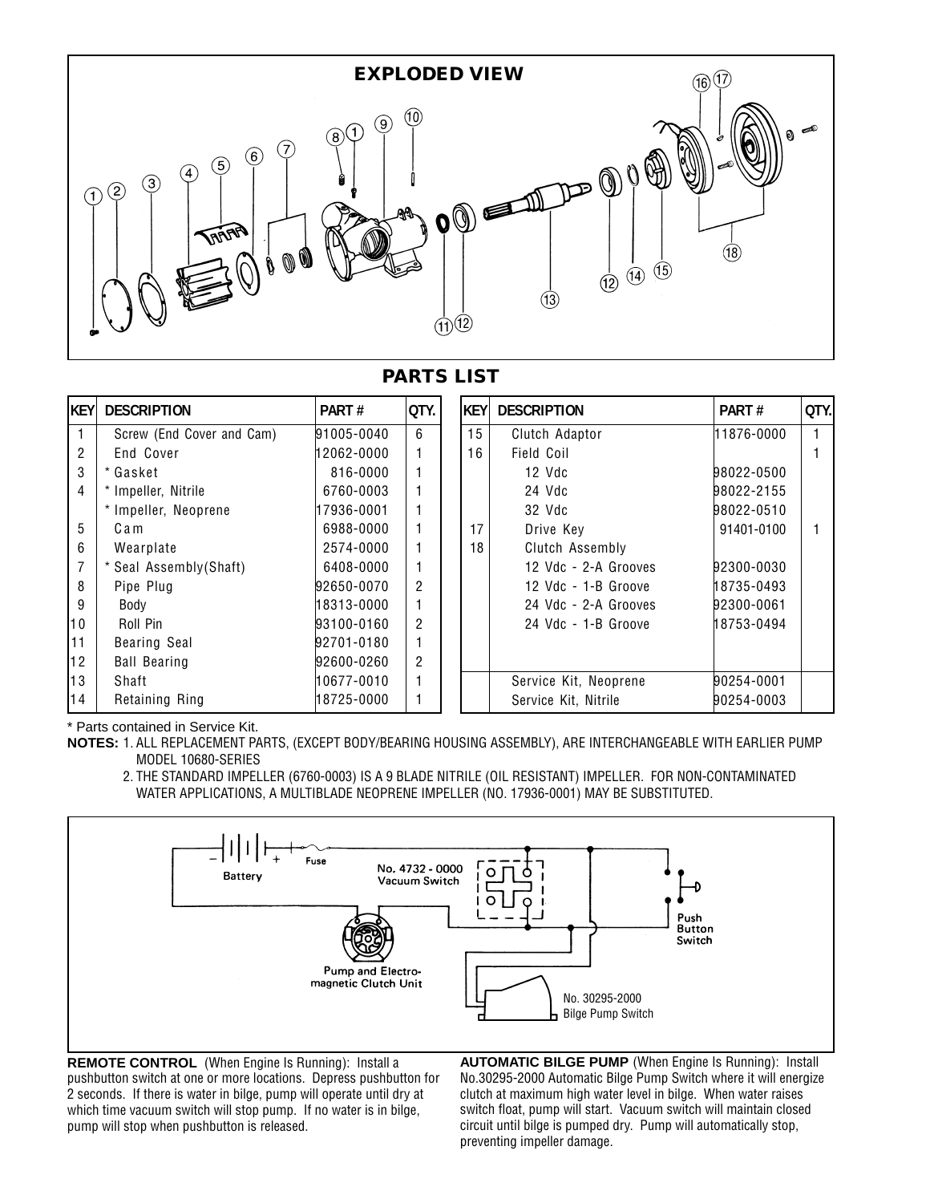## EXPLODED VIEW

## PARTS LIST

| KEY | DESCRIPTION | PART # | QTY. |
|---|---|---|---|
| 1 | Screw (End Cover and Cam) | 91005-0040 | 6 |
| 2 | End Cover | 12062-0000 | 1 |
| 3 | * Gasket | 816-0000 | 1 |
| 4 | * Impeller, Nitrile | 6760-0003 | 1 |
| | * Impeller, Neoprene | 17936-0001 | 1 |
| 5 | Cam | 6988-0000 | 1 |
| 6 | Wearplate | 2574-0000 | 1 |
| 7 | * Seal Assembly(Shaft) | 6408-0000 | 1 |
| 8 | Pipe Plug | 92650-0070 | 2 |
| 9 | Body | 18313-0000 | 1 |
| 10 | Roll Pin | 93100-0160 | 2 |
| 11 | Bearing Seal | 92701-0180 | 1 |
| 12 | Ball Bearing | 92600-0260 | 2 |
| 13 | Shaft | 10677-0010 | 1 |
| 14 | Retaining Ring | 18725-0000 | 1 |

| KEY | DESCRIPTION | PART # | QTY. |
|---|---|---|---|
| 15 | Clutch Adaptor | 11876-0000 | 1 |
| 16 | Field Coil | | 1 |
| | 12 Vdc | 98022-0500 | |
| | 24 Vdc | 98022-2155 | |
| | 32 Vdc | 98022-0510 | |
| 17 | Drive Key | 91401-0100 | 1 |
| 18 | Clutch Assembly | | |
| | 12 Vdc - 2-A Grooves | 92300-0030 | |
| | 12 Vdc - 1-B Groove | 18735-0493 | |
| | 24 Vdc - 2-A Grooves | 92300-0061 | |
| | 24 Vdc - 1-B Groove | 18753-0494 | |
| | Service Kit, Neoprene | 90254-0001 | |
| | Service Kit, Nitrile | 90254-0003 | |

* Parts contained in Service Kit.

**NOTES:** 1. ALL REPLACEMENT PARTS, (EXCEPT BODY/BEARING HOUSING ASSEMBLY), ARE INTERCHANGEABLE WITH EARLIER PUMP MODEL 10680-SERIES

2. THE STANDARD IMPELLER (6760-0003) IS A 9 BLADE NITRILE (OIL RESISTANT) IMPELLER. FOR NON-CONTAMINATED WATER APPLICATIONS, A MULTIBLADE NEOPRENE IMPELLER (NO. 17936-0001) MAY BE SUBSTITUTED.

Battery — Fuse — No. 4732 - 0000 Vacuum Switch — Push Button Switch — Pump and Electro-magnetic Clutch Unit — No. 30295-2000 Bilge Pump Switch

**REMOTE CONTROL** (When Engine Is Running): Install a pushbutton switch at one or more locations. Depress pushbutton for 2 seconds. If there is water in bilge, pump will operate until dry at which time vacuum switch will stop pump. If no water is in bilge, pump will stop when pushbutton is released.

**AUTOMATIC BILGE PUMP** (When Engine Is Running): Install No.30295-2000 Automatic Bilge Pump Switch where it will energize clutch at maximum high water level in bilge. When water raises switch float, pump will start. Vacuum switch will maintain closed circuit until bilge is pumped dry. Pump will automatically stop, preventing impeller damage.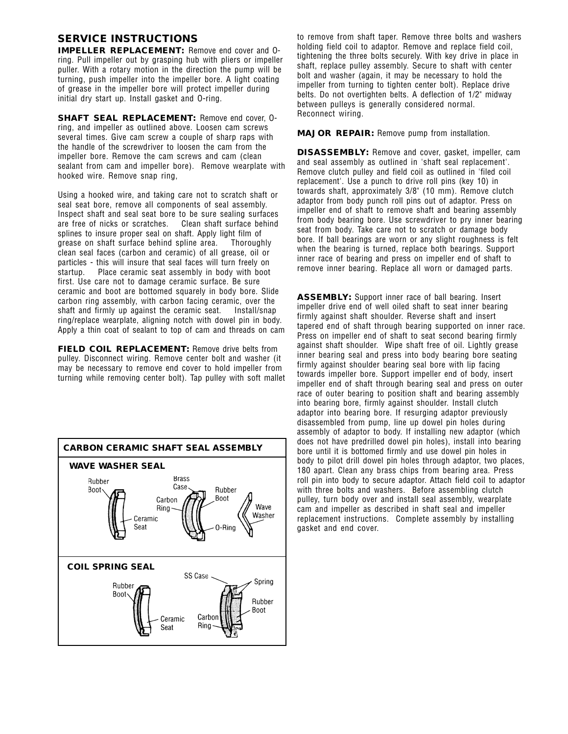## SERVICE INSTRUCTIONS

**IMPELLER REPLACEMENT:** Remove end cover and O-ring. Pull impeller out by grasping hub with pliers or impeller puller. With a rotary motion in the direction the pump will be turning, push impeller into the impeller bore. A light coating of grease in the impeller bore will protect impeller during initial dry start up. Install gasket and O-ring.

**SHAFT SEAL REPLACEMENT:** Remove end cover, O-ring, and impeller as outlined above. Loosen cam screws several times. Give cam screw a couple of sharp raps with the handle of the screwdriver to loosen the cam from the impeller bore. Remove the cam screws and cam (clean sealant from cam and impeller bore). Remove wearplate with hooked wire. Remove snap ring,

Using a hooked wire, and taking care not to scratch shaft or seal seat bore, remove all components of seal assembly. Inspect shaft and seal seat bore to be sure sealing surfaces are free of nicks or scratches. Clean shaft surface behind splines to insure proper seal on shaft. Apply light film of grease on shaft surface behind spline area. Thoroughly clean seal faces (carbon and ceramic) of all grease, oil or particles - this will insure that seal faces will turn freely on startup. Place ceramic seat assembly in body with boot first. Use care not to damage ceramic surface. Be sure ceramic and boot are bottomed squarely in body bore. Slide carbon ring assembly, with carbon facing ceramic, over the shaft and firmly up against the ceramic seat. Install/snap ring/replace wearplate, aligning notch with dowel pin in body. Apply a thin coat of sealant to top of cam and threads on cam

**FIELD COIL REPLACEMENT:** Remove drive belts from pulley. Disconnect wiring. Remove center bolt and washer (it may be necessary to remove end cover to hold impeller from turning while removing center bolt). Tap pulley with soft mallet to remove from shaft taper. Remove three bolts and washers holding field coil to adaptor. Remove and replace field coil, tightening the three bolts securely. With key drive in place in shaft, replace pulley assembly. Secure to shaft with center bolt and washer (again, it may be necessary to hold the impeller from turning to tighten center bolt). Replace drive belts. Do not overtighten belts. A deflection of 1/2" midway between pulleys is generally considered normal. Reconnect wiring.

**CARBON CERAMIC SHAFT SEAL ASSEMBLY**

**WAVE WASHER SEAL**

Rubber Boot, Ceramic Seat, Brass Case, Carbon Ring, Rubber Boot, O-Ring, Wave Washer

**COIL SPRING SEAL**

Rubber Boot, Ceramic Seat, SS Case, Carbon Ring, Spring, Rubber Boot

**MAJOR REPAIR:** Remove pump from installation.

**DISASSEMBLY:** Remove and cover, gasket, impeller, cam and seal assembly as outlined in 'shaft seal replacement'. Remove clutch pulley and field coil as outlined in 'filed coil replacement'. Use a punch to drive roll pins (key 10) in towards shaft, approximately 3/8" (10 mm). Remove clutch adaptor from body punch roll pins out of adaptor. Press on impeller end of shaft to remove shaft and bearing assembly from body bearing bore. Use screwdriver to pry inner bearing seat from body. Take care not to scratch or damage body bore. If ball bearings are worn or any slight roughness is felt when the bearing is turned, replace both bearings. Support inner race of bearing and press on impeller end of shaft to remove inner bearing. Replace all worn or damaged parts.

**ASSEMBLY:** Support inner race of ball bearing. Insert impeller drive end of well oiled shaft to seat inner bearing firmly against shaft shoulder. Reverse shaft and insert tapered end of shaft through bearing supported on inner race. Press on impeller end of shaft to seat second bearing firmly against shaft shoulder. Wipe shaft free of oil. Lightly grease inner bearing seal and press into body bearing bore seating firmly against shoulder bearing seal bore with lip facing towards impeller bore. Support impeller end of body, insert impeller end of shaft through bearing seal and press on outer race of outer bearing to position shaft and bearing assembly into bearing bore, firmly against shoulder. Install clutch adaptor into bearing bore. If resurging adaptor previously disassembled from pump, line up dowel pin holes during assembly of adaptor to body. If installing new adaptor (which does not have predrilled dowel pin holes), install into bearing bore until it is bottomed firmly and use dowel pin holes in body to pilot drill dowel pin holes through adaptor, two places, 180 apart. Clean any brass chips from bearing area. Press roll pin into body to secure adaptor. Attach field coil to adaptor with three bolts and washers. Before assembling clutch pulley, turn body over and install seal assembly, wearplate cam and impeller as described in shaft seal and impeller replacement instructions. Complete assembly by installing gasket and end cover.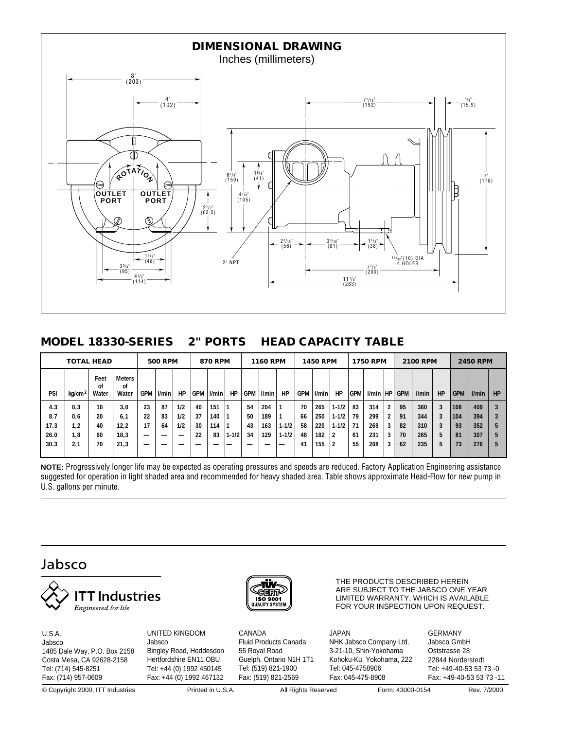## DIMENSIONAL DRAWING

Inches (millimeters)

8" (203)

4" (102)

ROTATION

OUTLET PORT

OUTLET PORT

2 1/2" (63,5)

1 7/8" (48)

3 3/4" (95)

4 1/2" (114)

7 9/16" (192)

5/8" (15.9)

6 1/4" (159)

1 5/8" (41)

4 1/8" (105)

7" (178)

2" NPT

2 3/16" (56)

3 3/16" (81)

1 1/2" (38)

13/32" (10) DIA 4 HOLES

7 7/8" (200)

11 1/8" (283)

## MODEL 18330-SERIES 2" PORTS HEAD CAPACITY TABLE

| TOTAL HEAD | | | | 500 RPM | | | 870 RPM | | | 1160 RPM | | | 1450 RPM | | | 1750 RPM | | | 2100 RPM | | | 2450 RPM | | |
|---|---|---|---|---|---|---|---|---|---|---|---|---|---|---|---|---|---|---|---|---|---|---|---|---|
| PSI | kg/cm² | Feet of Water | Meters of Water | GPM | l/min | HP | GPM | l/min | HP | GPM | l/min | HP | GPM | l/min | HP | GPM | l/min | HP | GPM | l/min | HP | GPM | l/min | HP |
| 4.3 | 0,3 | 10 | 3,0 | 23 | 87 | 1/2 | 40 | 151 | 1 | 54 | 204 | 1 | 70 | 265 | 1-1/2 | 83 | 314 | 2 | 95 | 360 | 3 | 108 | 409 | 3 |
| 8.7 | 0,6 | 20 | 6,1 | 22 | 83 | 1/2 | 37 | 140 | 1 | 50 | 189 | 1 | 66 | 250 | 1-1/2 | 79 | 299 | 2 | 91 | 344 | 3 | 104 | 394 | 3 |
| 17.3 | 1,2 | 40 | 12,2 | 17 | 64 | 1/2 | 30 | 114 | 1 | 43 | 163 | 1-1/2 | 58 | 220 | 1-1/2 | 71 | 269 | 3 | 82 | 310 | 3 | 93 | 352 | 5 |
| 26.0 | 1,8 | 60 | 18,3 | — | — | — | 22 | 83 | 1-1/2 | 34 | 129 | 1-1/2 | 48 | 182 | 2 | 61 | 231 | 3 | 70 | 265 | 5 | 81 | 307 | 5 |
| 30.3 | 2,1 | 70 | 21,3 | — | — | — | — | — | — | — | — | — | 41 | 155 | 2 | 55 | 208 | 3 | 62 | 235 | 5 | 73 | 276 | 5 |

**NOTE:** Progressively longer life may be expected as operating pressures and speeds are reduced. Factory Application Engineering assistance suggested for operation in light shaded area and recommended for heavy shaded area. Table shows approximate Head-Flow for new pump in U.S. gallons per minute.

Jabsco

ITT Industries
*Engineered for life*

TÜV CERT ISO 9001 QUALITY SYSTEM

THE PRODUCTS DESCRIBED HEREIN ARE SUBJECT TO THE JABSCO ONE YEAR LIMITED WARRANTY, WHICH IS AVAILABLE FOR YOUR INSPECTION UPON REQUEST.

U.S.A.
Jabsco
1485 Dale Way, P.O. Box 2158
Costa Mesa, CA 92628-2158
Tel: (714) 545-8251
Fax: (714) 957-0609

UNITED KINGDOM
Jabsco
Bingley Road, Hoddesdon
Hertfordshire EN11 OBU
Tel: +44 (0) 1992 450145
Fax: +44 (0) 1992 467132

CANADA
Fluid Products Canada
55 Royal Road
Guelph, Ontario N1H 1T1
Tel: (519) 821-1900
Fax: (519) 821-2569

JAPAN
NHK Jabsco Company Ltd.
3-21-10, Shin-Yokohama
Kohoku-Ku, Yokohama, 222
Tel: 045-4758906
Fax: 045-475-8908

GERMANY
Jabsco GmbH
Oststrasse 28
22844 Norderstedt
Tel: +49-40-53 53 73 -0
Fax: +49-40-53 53 73 -11

© Copyright 2000, ITT Industries | Printed in U.S.A. | All Rights Reserved | Form: 43000-0154 | Rev. 7/2000